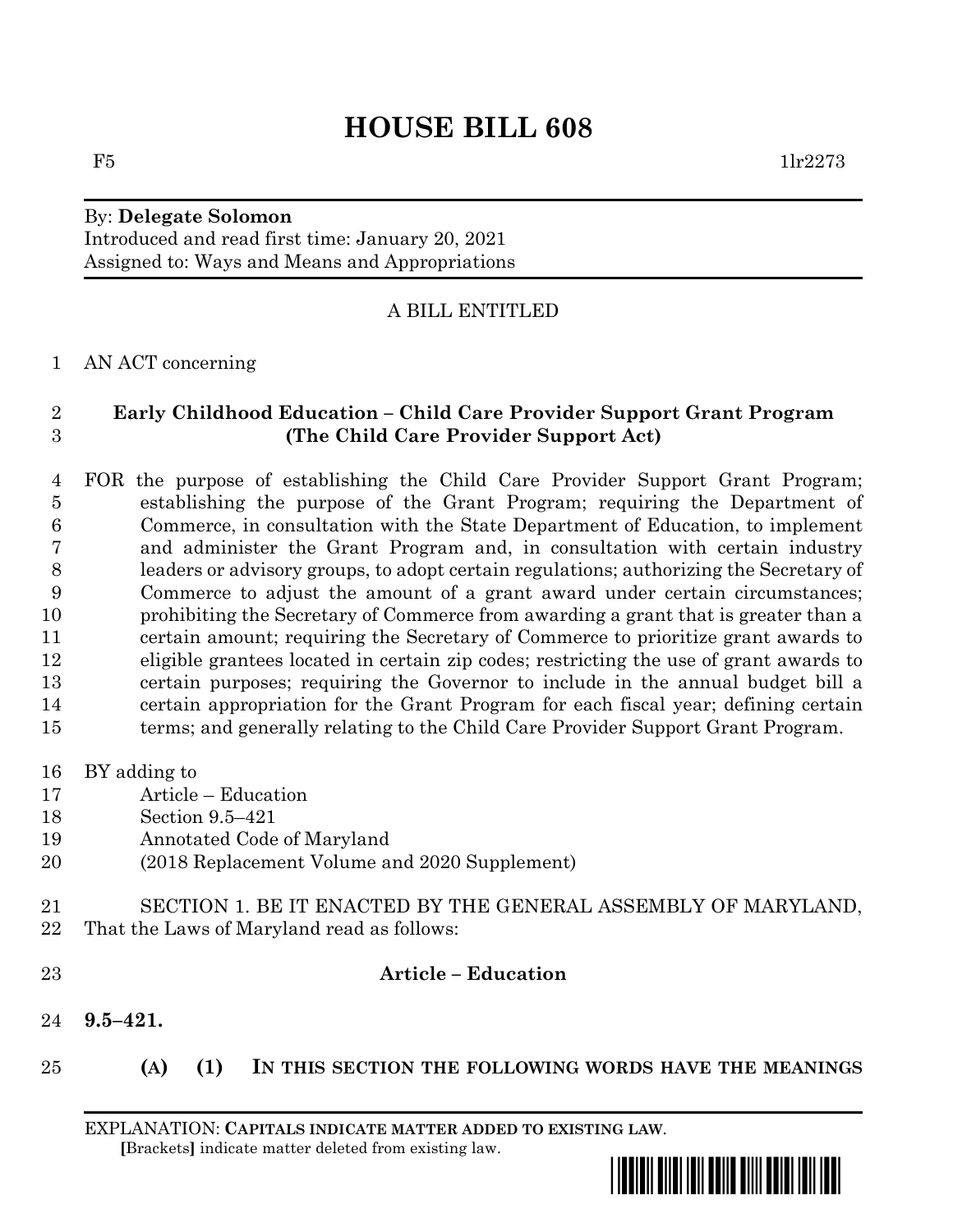# HOUSE BILL 608

F5 1lr2273

By: **Delegate Solomon**
Introduced and read first time: January 20, 2021
Assigned to: Ways and Means and Appropriations

A BILL ENTITLED

AN ACT concerning

**Early Childhood Education – Child Care Provider Support Grant Program (The Child Care Provider Support Act)**

FOR the purpose of establishing the Child Care Provider Support Grant Program; establishing the purpose of the Grant Program; requiring the Department of Commerce, in consultation with the State Department of Education, to implement and administer the Grant Program and, in consultation with certain industry leaders or advisory groups, to adopt certain regulations; authorizing the Secretary of Commerce to adjust the amount of a grant award under certain circumstances; prohibiting the Secretary of Commerce from awarding a grant that is greater than a certain amount; requiring the Secretary of Commerce to prioritize grant awards to eligible grantees located in certain zip codes; restricting the use of grant awards to certain purposes; requiring the Governor to include in the annual budget bill a certain appropriation for the Grant Program for each fiscal year; defining certain terms; and generally relating to the Child Care Provider Support Grant Program.

BY adding to
Article – Education
Section 9.5–421
Annotated Code of Maryland
(2018 Replacement Volume and 2020 Supplement)

SECTION 1. BE IT ENACTED BY THE GENERAL ASSEMBLY OF MARYLAND, That the Laws of Maryland read as follows:

**Article – Education**

**9.5–421.**

**(A) (1) IN THIS SECTION THE FOLLOWING WORDS HAVE THE MEANINGS**

EXPLANATION: **CAPITALS INDICATE MATTER ADDED TO EXISTING LAW**.
**[**Brackets**]** indicate matter deleted from existing law.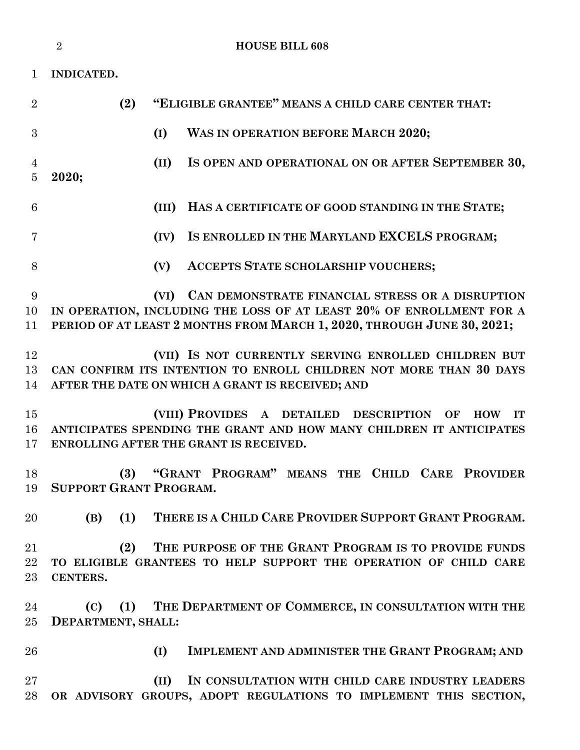**INDICATED.**

**(2) "ELIGIBLE GRANTEE" MEANS A CHILD CARE CENTER THAT:**

**(I) WAS IN OPERATION BEFORE MARCH 2020;**

**(II) IS OPEN AND OPERATIONAL ON OR AFTER SEPTEMBER 30, 2020;**

**(III) HAS A CERTIFICATE OF GOOD STANDING IN THE STATE;**

**(IV) IS ENROLLED IN THE MARYLAND EXCELS PROGRAM;**

**(V) ACCEPTS STATE SCHOLARSHIP VOUCHERS;**

**(VI) CAN DEMONSTRATE FINANCIAL STRESS OR A DISRUPTION IN OPERATION, INCLUDING THE LOSS OF AT LEAST 20% OF ENROLLMENT FOR A PERIOD OF AT LEAST 2 MONTHS FROM MARCH 1, 2020, THROUGH JUNE 30, 2021;**

**(VII) IS NOT CURRENTLY SERVING ENROLLED CHILDREN BUT CAN CONFIRM ITS INTENTION TO ENROLL CHILDREN NOT MORE THAN 30 DAYS AFTER THE DATE ON WHICH A GRANT IS RECEIVED; AND**

**(VIII) PROVIDES A DETAILED DESCRIPTION OF HOW IT ANTICIPATES SPENDING THE GRANT AND HOW MANY CHILDREN IT ANTICIPATES ENROLLING AFTER THE GRANT IS RECEIVED.**

**(3) "GRANT PROGRAM" MEANS THE CHILD CARE PROVIDER SUPPORT GRANT PROGRAM.**

**(B) (1) THERE IS A CHILD CARE PROVIDER SUPPORT GRANT PROGRAM.**

**(2) THE PURPOSE OF THE GRANT PROGRAM IS TO PROVIDE FUNDS TO ELIGIBLE GRANTEES TO HELP SUPPORT THE OPERATION OF CHILD CARE CENTERS.**

**(C) (1) THE DEPARTMENT OF COMMERCE, IN CONSULTATION WITH THE DEPARTMENT, SHALL:**

**(I) IMPLEMENT AND ADMINISTER THE GRANT PROGRAM; AND**

**(II) IN CONSULTATION WITH CHILD CARE INDUSTRY LEADERS OR ADVISORY GROUPS, ADOPT REGULATIONS TO IMPLEMENT THIS SECTION,**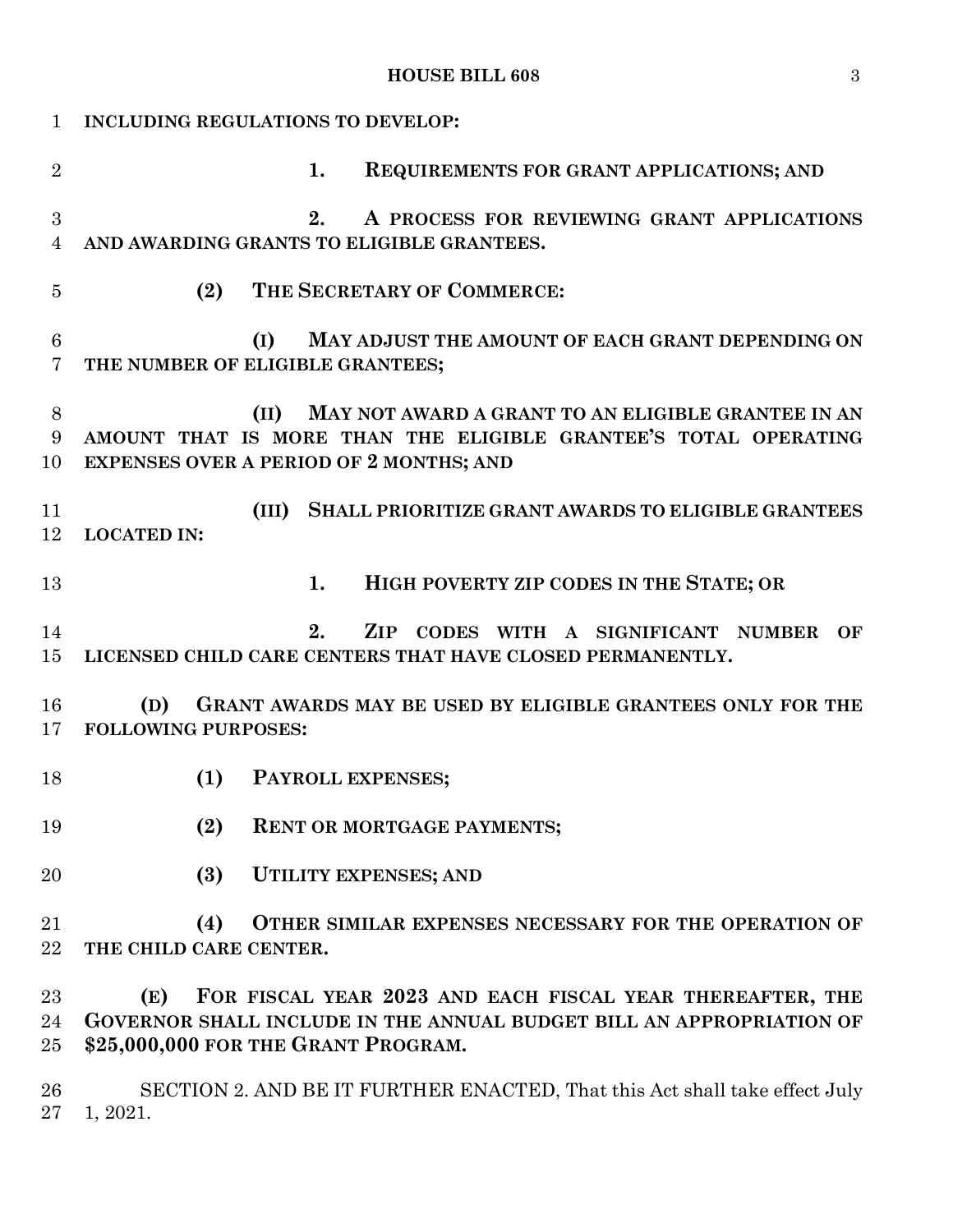**INCLUDING REGULATIONS TO DEVELOP:**

**1. REQUIREMENTS FOR GRANT APPLICATIONS; AND**

**2. A PROCESS FOR REVIEWING GRANT APPLICATIONS AND AWARDING GRANTS TO ELIGIBLE GRANTEES.**

**(2) THE SECRETARY OF COMMERCE:**

**(I) MAY ADJUST THE AMOUNT OF EACH GRANT DEPENDING ON THE NUMBER OF ELIGIBLE GRANTEES;**

**(II) MAY NOT AWARD A GRANT TO AN ELIGIBLE GRANTEE IN AN AMOUNT THAT IS MORE THAN THE ELIGIBLE GRANTEE'S TOTAL OPERATING EXPENSES OVER A PERIOD OF 2 MONTHS; AND**

**(III) SHALL PRIORITIZE GRANT AWARDS TO ELIGIBLE GRANTEES LOCATED IN:**

**1. HIGH POVERTY ZIP CODES IN THE STATE; OR**

**2. ZIP CODES WITH A SIGNIFICANT NUMBER OF LICENSED CHILD CARE CENTERS THAT HAVE CLOSED PERMANENTLY.**

**(D) GRANT AWARDS MAY BE USED BY ELIGIBLE GRANTEES ONLY FOR THE FOLLOWING PURPOSES:**

**(1) PAYROLL EXPENSES;**

**(2) RENT OR MORTGAGE PAYMENTS;**

**(3) UTILITY EXPENSES; AND**

**(4) OTHER SIMILAR EXPENSES NECESSARY FOR THE OPERATION OF THE CHILD CARE CENTER.**

**(E) FOR FISCAL YEAR 2023 AND EACH FISCAL YEAR THEREAFTER, THE GOVERNOR SHALL INCLUDE IN THE ANNUAL BUDGET BILL AN APPROPRIATION OF $25,000,000 FOR THE GRANT PROGRAM.**

SECTION 2. AND BE IT FURTHER ENACTED, That this Act shall take effect July 1, 2021.